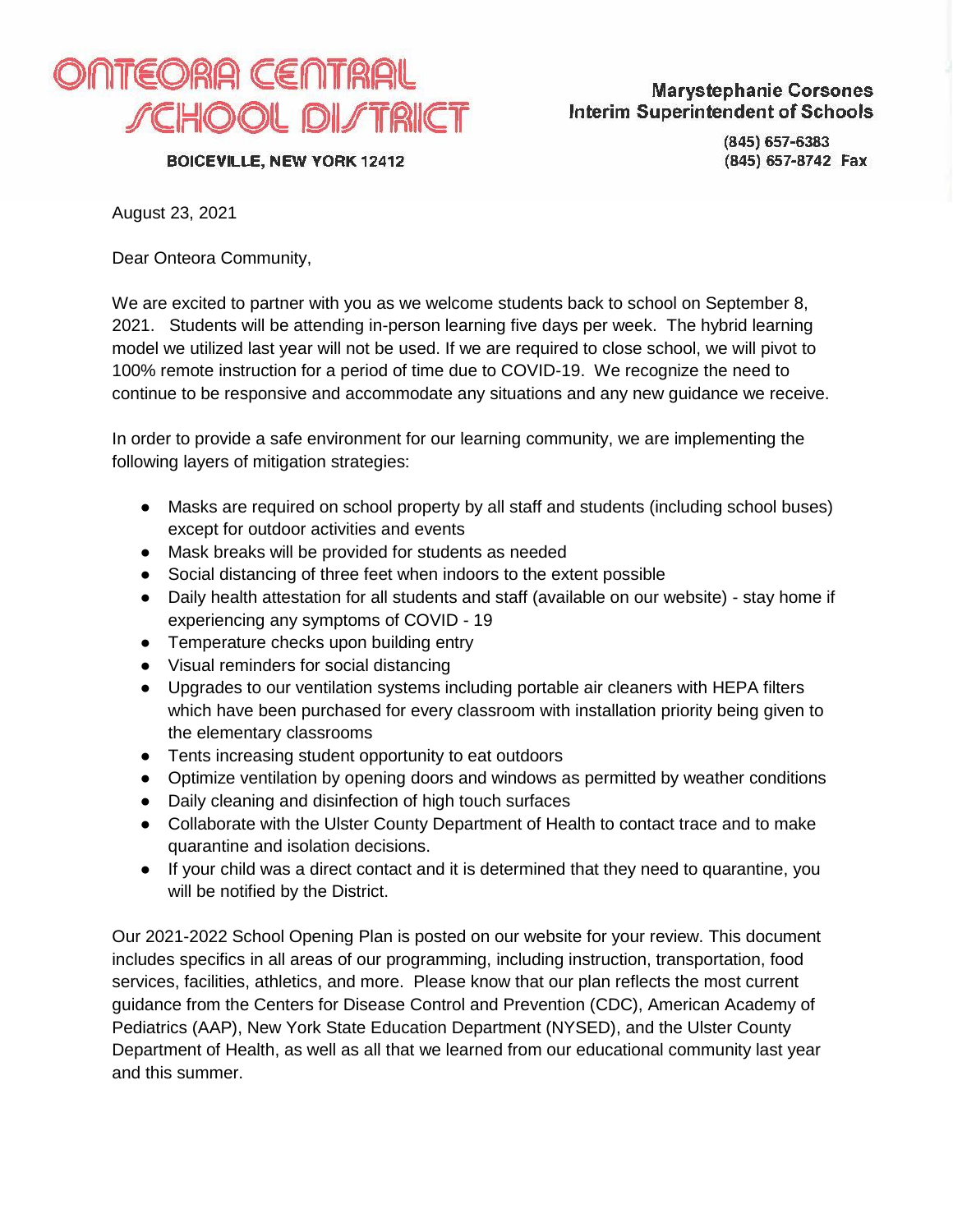# ONTEORA CENTRAL SCHOOL DISTRICT

**BOICEVILLE, NEW YORK 12412**

**Marystephanie Corsones**
**Interim Superintendent of Schools**

(845) 657-6383
(845) 657-8742 Fax

August 23, 2021

Dear Onteora Community,

We are excited to partner with you as we welcome students back to school on September 8, 2021. Students will be attending in-person learning five days per week. The hybrid learning model we utilized last year will not be used. If we are required to close school, we will pivot to 100% remote instruction for a period of time due to COVID-19. We recognize the need to continue to be responsive and accommodate any situations and any new guidance we receive.

In order to provide a safe environment for our learning community, we are implementing the following layers of mitigation strategies:

- Masks are required on school property by all staff and students (including school buses) except for outdoor activities and events
- Mask breaks will be provided for students as needed
- Social distancing of three feet when indoors to the extent possible
- Daily health attestation for all students and staff (available on our website) - stay home if experiencing any symptoms of COVID - 19
- Temperature checks upon building entry
- Visual reminders for social distancing
- Upgrades to our ventilation systems including portable air cleaners with HEPA filters which have been purchased for every classroom with installation priority being given to the elementary classrooms
- Tents increasing student opportunity to eat outdoors
- Optimize ventilation by opening doors and windows as permitted by weather conditions
- Daily cleaning and disinfection of high touch surfaces
- Collaborate with the Ulster County Department of Health to contact trace and to make quarantine and isolation decisions.
- If your child was a direct contact and it is determined that they need to quarantine, you will be notified by the District.

Our 2021-2022 School Opening Plan is posted on our website for your review. This document includes specifics in all areas of our programming, including instruction, transportation, food services, facilities, athletics, and more. Please know that our plan reflects the most current guidance from the Centers for Disease Control and Prevention (CDC), American Academy of Pediatrics (AAP), New York State Education Department (NYSED), and the Ulster County Department of Health, as well as all that we learned from our educational community last year and this summer.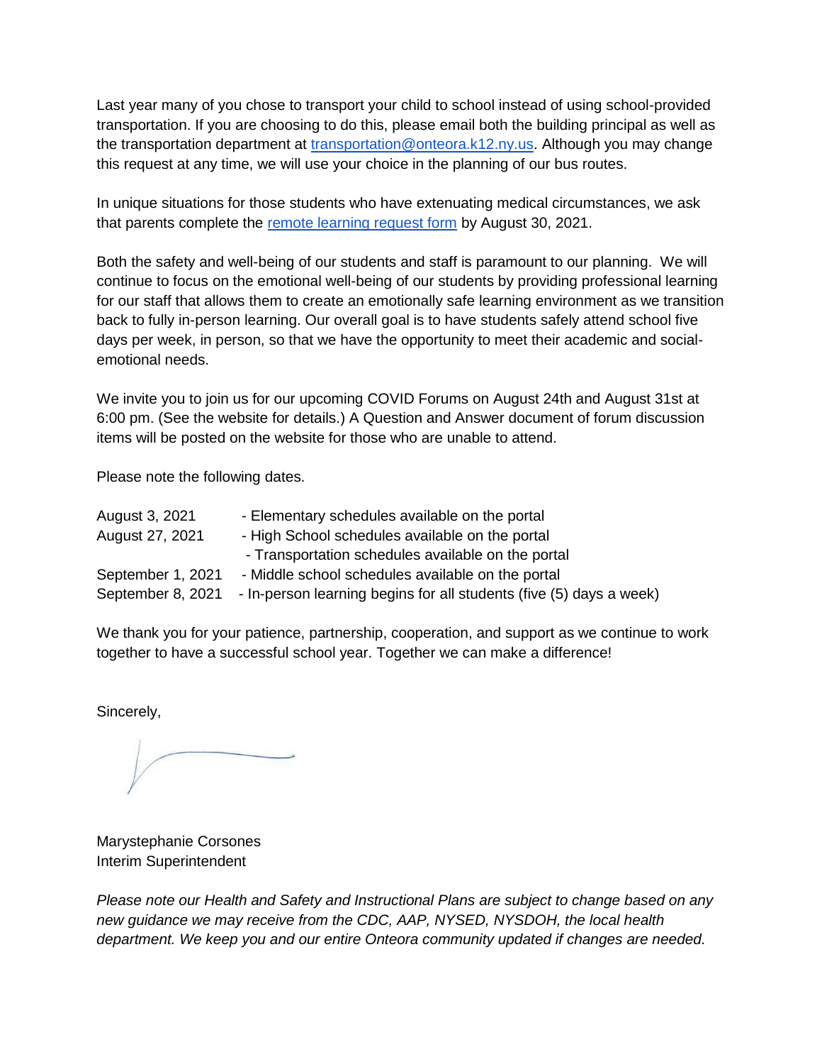Last year many of you chose to transport your child to school instead of using school-provided transportation. If you are choosing to do this, please email both the building principal as well as the transportation department at transportation@onteora.k12.ny.us. Although you may change this request at any time, we will use your choice in the planning of our bus routes.

In unique situations for those students who have extenuating medical circumstances, we ask that parents complete the remote learning request form by August 30, 2021.

Both the safety and well-being of our students and staff is paramount to our planning. We will continue to focus on the emotional well-being of our students by providing professional learning for our staff that allows them to create an emotionally safe learning environment as we transition back to fully in-person learning. Our overall goal is to have students safely attend school five days per week, in person, so that we have the opportunity to meet their academic and social-emotional needs.

We invite you to join us for our upcoming COVID Forums on August 24th and August 31st at 6:00 pm. (See the website for details.) A Question and Answer document of forum discussion items will be posted on the website for those who are unable to attend.

Please note the following dates.

| | |
|---|---|
| August 3, 2021 | - Elementary schedules available on the portal |
| August 27, 2021 | - High School schedules available on the portal |
| | - Transportation schedules available on the portal |
| September 1, 2021 | - Middle school schedules available on the portal |
| September 8, 2021 | - In-person learning begins for all students (five (5) days a week) |

We thank you for your patience, partnership, cooperation, and support as we continue to work together to have a successful school year. Together we can make a difference!

Sincerely,

Marystephanie Corsones
Interim Superintendent

*Please note our Health and Safety and Instructional Plans are subject to change based on any new guidance we may receive from the CDC, AAP, NYSED, NYSDOH, the local health department. We keep you and our entire Onteora community updated if changes are needed.*